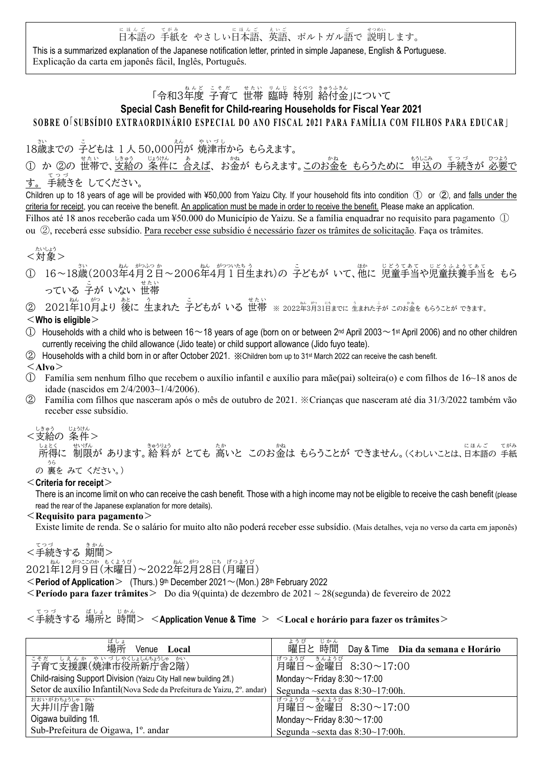日本語の 手紙を やさしい日本語、英語、ポルトガル語で 説明します。

This is a summarized explanation of the Japanese notification letter, printed in simple Japanese, English & Portuguese.

Explicação da carta em japonês fácil, Inglês, Português.

# 「令和3年度 子育て 世帯 臨時 特別 給付金」について

## Special Cash Benefit for Child-rearing Households for Fiscal Year 2021

## SOBRE O「SUBSÍDIO EXTRAORDINÁRIO ESPECIAL DO ANO FISCAL 2021 PARA FAMÍLIA COM FILHOS PARA EDUCAR」

18歳までの 子どもは 1人 50,000円が 焼津市から もらえます。

① か ②の 世帯で、支給の 条件に 合えば、お金が もらえます。このお金を もらうために 申込の 手続きが 必要です。 手続きを してください。

Children up to 18 years of age will be provided with ¥50,000 from Yaizu City. If your household fits into condition ① or ②, and falls under the criteria for receipt, you can receive the benefit. An application must be made in order to receive the benefit. Please make an application.

Filhos até 18 anos receberão cada um ¥50.000 do Município de Yaizu. Se a família enquadrar no requisito para pagamento ① ou ②, receberá esse subsídio. Para receber esse subsídio é necessário fazer os trâmites de solicitação. Faça os trâmites.

### ＜対象＞

① 16～18歳(2003年4月2日～2006年4月1日生まれ)の 子どもが いて、他に 児童手当や児童扶養手当を もらっている 子が いない 世帯

② 2021年10月より 後に 生まれた 子どもが いる 世帯 ※ 2022年3月31日までに 生まれた子が このお金を もらうことが できます。

### ＜Who is eligible＞

① Households with a child who is between 16～18 years of age (born on or between 2nd April 2003～1st April 2006) and no other children currently receiving the child allowance (Jido teate) or child support allowance (Jido fuyo teate).

② Households with a child born in or after October 2021. ※Children born up to 31st March 2022 can receive the cash benefit.

### ＜Alvo＞

① Família sem nenhum filho que recebem o auxílio infantil e auxílio para mãe(pai) solteira(o) e com filhos de 16~18 anos de idade (nascidos em 2/4/2003~1/4/2006).

② Família com filhos que nasceram após o mês de outubro de 2021. ※Crianças que nasceram até dia 31/3/2022 também vão receber esse subsídio.

### ＜支給の 条件＞

所得に 制限が あります。給料が とても 高いと このお金は もらうことが できません。(くわしいことは、日本語の 手紙の 裏を みて ください。)

### ＜Criteria for receipt＞

There is an income limit on who can receive the cash benefit. Those with a high income may not be eligible to receive the cash benefit (please read the rear of the Japanese explanation for more details).

### ＜Requisito para pagamento＞

Existe limite de renda. Se o salário for muito alto não poderá receber esse subsídio. (Mais detalhes, veja no verso da carta em japonês)

### ＜手続きする 期間＞

2021年12月9日(木曜日)～2022年2月28日(月曜日)

＜Period of Application＞ (Thurs.) 9th December 2021～(Mon.) 28th February 2022

＜Período para fazer trâmites＞ Do dia 9(quinta) de dezembro de 2021 ~ 28(segunda) de fevereiro de 2022

### ＜手続きする 場所と 時間＞ ＜Application Venue & Time ＞ ＜Local e horário para fazer os trâmites＞

| 場所 Venue Local | 曜日と 時間 Day & Time Dia da semana e Horário |
|---|---|
| 子育て支援課(焼津市役所新庁舎2階)<br>Child-raising Support Division (Yaizu City Hall new building 2fl.)<br>Setor de auxílio Infantil(Nova Sede da Prefeitura de Yaizu, 2º. andar) | 月曜日～金曜日 8:30～17:00<br>Monday～Friday 8:30～17:00<br>Segunda ~sexta das 8:30~17:00h. |
| 大井川庁舎1階<br>Oigawa building 1fl.<br>Sub-Prefeitura de Oigawa, 1º. andar | 月曜日～金曜日 8:30～17:00<br>Monday～Friday 8:30～17:00<br>Segunda ~sexta das 8:30~17:00h. |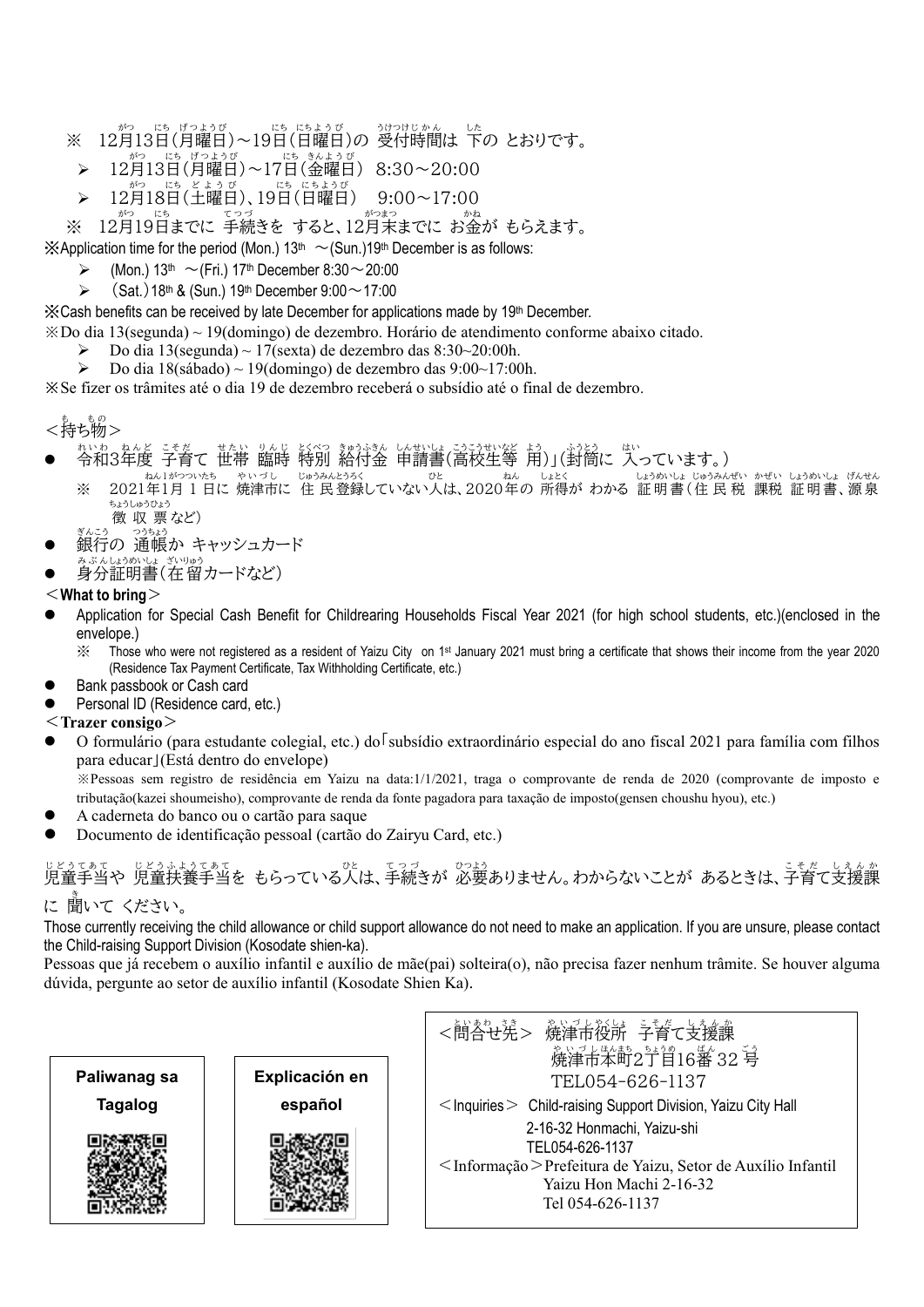※　12月13日(月曜日)～19日(日曜日)の 受付時間は 下の とおりです。

- 12月13日(月曜日)～17日(金曜日)　8:30～20:00
- 12月18日(土曜日)、19日(日曜日)　9:00～17:00

※　12月19日までに 手続きを すると、12月末までに お金が もらえます。

※Application time for the period (Mon.) 13th ～(Sun.)19th December is as follows:

- (Mon.) 13th ～(Fri.) 17th December 8:30～20:00
- (Sat.)18th & (Sun.) 19th December 9:00～17:00

※Cash benefits can be received by late December for applications made by 19th December.

※Do dia 13(segunda) ~ 19(domingo) de dezembro. Horário de atendimento conforme abaixo citado.

- Do dia 13(segunda) ~ 17(sexta) de dezembro das 8:30~20:00h.
- Do dia 18(sábado) ~ 19(domingo) de dezembro das 9:00~17:00h.

※Se fizer os trâmites até o dia 19 de dezembro receberá o subsídio até o final de dezembro.

＜持ち物＞

- 令和3年度 子育て 世帯 臨時 特別 給付金 申請書(高校生等 用)」(封筒に 入っています。)
  - ※　2021年1月 1 日に 焼津市に 住 民登録していない人は、2020年の 所得が わかる 証明書(住 民 税 課税 証明書、源 泉 徴 収 票 など)
- 銀行の 通帳か キャッシュカード
- 身分証明書(在 留カードなど)

＜**What to bring**＞

- Application for Special Cash Benefit for Childrearing Households Fiscal Year 2021 (for high school students, etc.)(enclosed in the envelope.)
  - ※　Those who were not registered as a resident of Yaizu City on 1st January 2021 must bring a certificate that shows their income from the year 2020 (Residence Tax Payment Certificate, Tax Withholding Certificate, etc.)
- Bank passbook or Cash card
- Personal ID (Residence card, etc.)

＜**Trazer consigo**＞

- O formulário (para estudante colegial, etc.) do「subsídio extraordinário especial do ano fiscal 2021 para família com filhos para educar」(Está dentro do envelope)
  ※Pessoas sem registro de residência em Yaizu na data:1/1/2021, traga o comprovante de renda de 2020 (comprovante de imposto e tributação(kazei shoumeisho), comprovante de renda da fonte pagadora para taxação de imposto(gensen choushu hyou), etc.)
- A caderneta do banco ou o cartão para saque
- Documento de identificação pessoal (cartão do Zairyu Card, etc.)

児童手当や 児童扶養手当を もらっている人は、手続きが 必要ありません。わからないことが あるときは、子育て支援課に 聞いて ください。

Those currently receiving the child allowance or child support allowance do not need to make an application. If you are unsure, please contact the Child-raising Support Division (Kosodate shien-ka).

Pessoas que já recebem o auxílio infantil e auxílio de mãe(pai) solteira(o), não precisa fazer nenhum trâmite. Se houver alguma dúvida, pergunte ao setor de auxílio infantil (Kosodate Shien Ka).

**Paliwanag sa Tagalog**

**Explicación en español**

<問合せ先>　焼津市役所　子育て支援課
焼津市本町2丁目16番 32 号
TEL054-626-1137

＜Inquiries＞　Child-raising Support Division, Yaizu City Hall
2-16-32 Honmachi, Yaizu-shi
TEL054-626-1137

＜Informação＞Prefeitura de Yaizu, Setor de Auxílio Infantil
Yaizu Hon Machi 2-16-32
Tel 054-626-1137